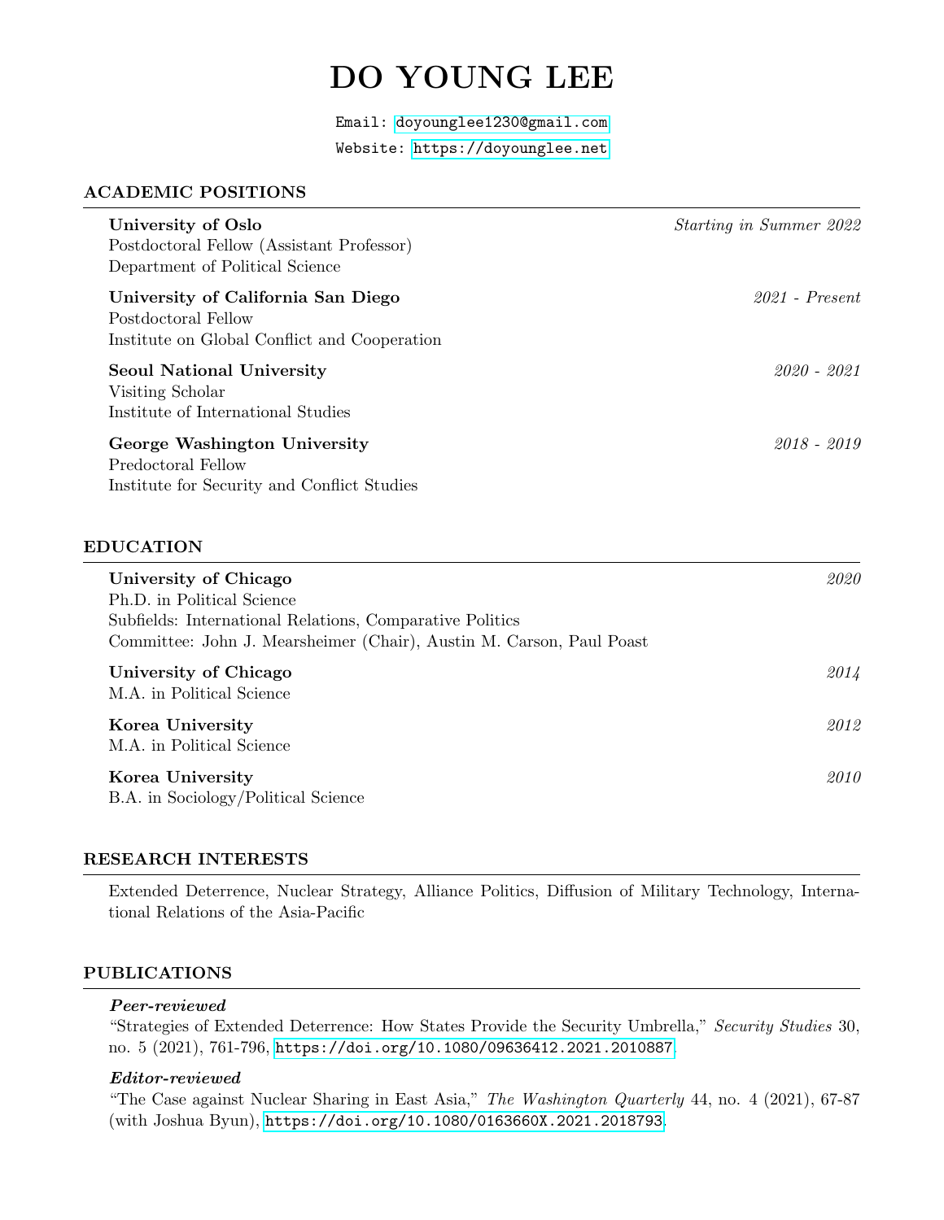# DO YOUNG LEE

Email: doyounglee1230@gmail.com
Website: https://doyounglee.net

## ACADEMIC POSITIONS

**University of Oslo** — *Starting in Summer 2022*
Postdoctoral Fellow (Assistant Professor)
Department of Political Science

**University of California San Diego** — *2021 - Present*
Postdoctoral Fellow
Institute on Global Conflict and Cooperation

**Seoul National University** — *2020 - 2021*
Visiting Scholar
Institute of International Studies

**George Washington University** — *2018 - 2019*
Predoctoral Fellow
Institute for Security and Conflict Studies

## EDUCATION

**University of Chicago** — *2020*
Ph.D. in Political Science
Subfields: International Relations, Comparative Politics
Committee: John J. Mearsheimer (Chair), Austin M. Carson, Paul Poast

**University of Chicago** — *2014*
M.A. in Political Science

**Korea University** — *2012*
M.A. in Political Science

**Korea University** — *2010*
B.A. in Sociology/Political Science

## RESEARCH INTERESTS

Extended Deterrence, Nuclear Strategy, Alliance Politics, Diffusion of Military Technology, International Relations of the Asia-Pacific

## PUBLICATIONS

***Peer-reviewed***

"Strategies of Extended Deterrence: How States Provide the Security Umbrella," *Security Studies* 30, no. 5 (2021), 761-796, https://doi.org/10.1080/09636412.2021.2010887.

***Editor-reviewed***

"The Case against Nuclear Sharing in East Asia," *The Washington Quarterly* 44, no. 4 (2021), 67-87 (with Joshua Byun), https://doi.org/10.1080/0163660X.2021.2018793.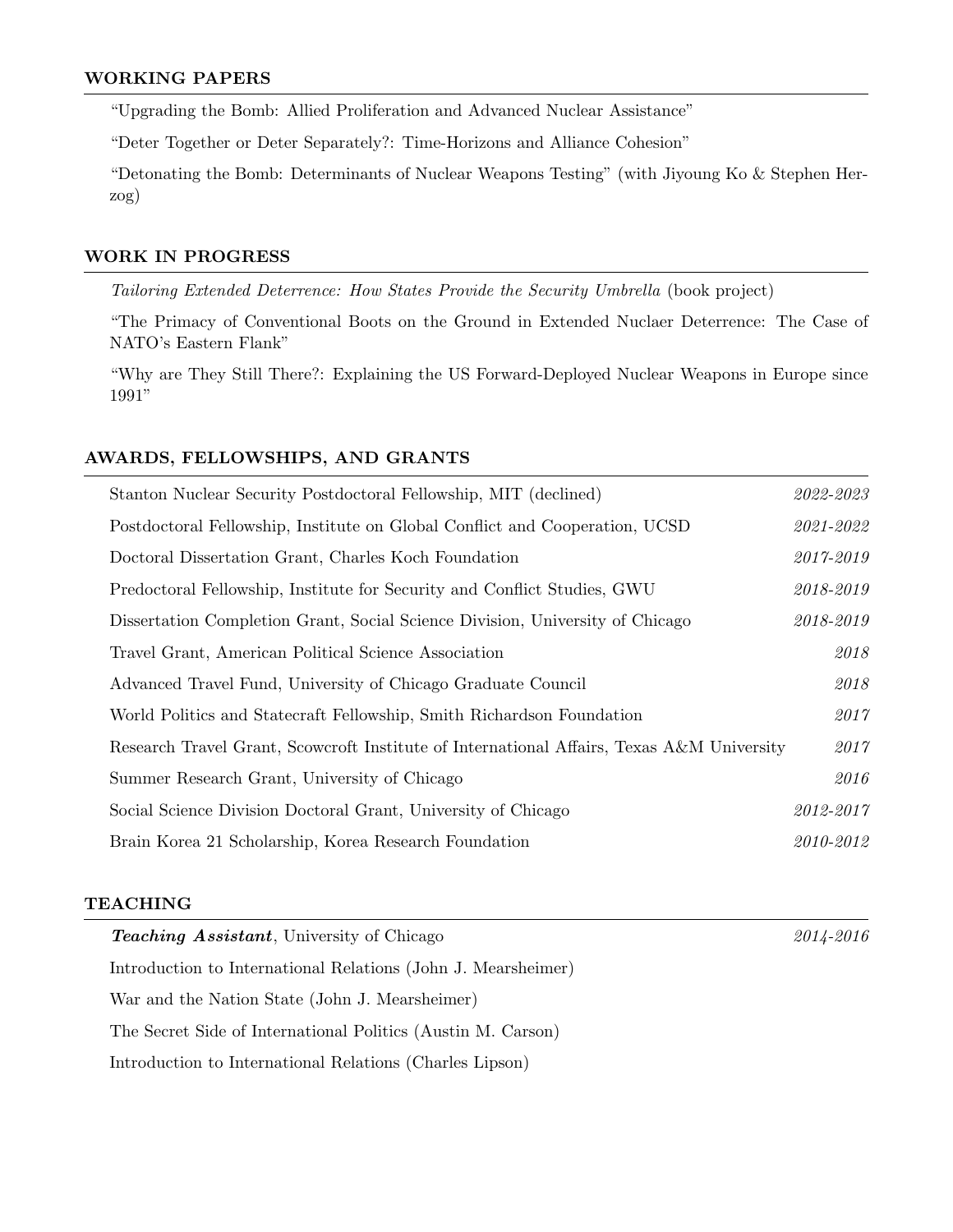## WORKING PAPERS

"Upgrading the Bomb: Allied Proliferation and Advanced Nuclear Assistance"

"Deter Together or Deter Separately?: Time-Horizons and Alliance Cohesion"

"Detonating the Bomb: Determinants of Nuclear Weapons Testing" (with Jiyoung Ko & Stephen Herzog)

## WORK IN PROGRESS

*Tailoring Extended Deterrence: How States Provide the Security Umbrella* (book project)

"The Primacy of Conventional Boots on the Ground in Extended Nuclaer Deterrence: The Case of NATO's Eastern Flank"

"Why are They Still There?: Explaining the US Forward-Deployed Nuclear Weapons in Europe since 1991"

## AWARDS, FELLOWSHIPS, AND GRANTS

| | |
|---|---|
| Stanton Nuclear Security Postdoctoral Fellowship, MIT (declined) | *2022-2023* |
| Postdoctoral Fellowship, Institute on Global Conflict and Cooperation, UCSD | *2021-2022* |
| Doctoral Dissertation Grant, Charles Koch Foundation | *2017-2019* |
| Predoctoral Fellowship, Institute for Security and Conflict Studies, GWU | *2018-2019* |
| Dissertation Completion Grant, Social Science Division, University of Chicago | *2018-2019* |
| Travel Grant, American Political Science Association | *2018* |
| Advanced Travel Fund, University of Chicago Graduate Council | *2018* |
| World Politics and Statecraft Fellowship, Smith Richardson Foundation | *2017* |
| Research Travel Grant, Scowcroft Institute of International Affairs, Texas A&M University | *2017* |
| Summer Research Grant, University of Chicago | *2016* |
| Social Science Division Doctoral Grant, University of Chicago | *2012-2017* |
| Brain Korea 21 Scholarship, Korea Research Foundation | *2010-2012* |

## TEACHING

***Teaching Assistant***, University of Chicago — *2014-2016*

Introduction to International Relations (John J. Mearsheimer)

War and the Nation State (John J. Mearsheimer)

The Secret Side of International Politics (Austin M. Carson)

Introduction to International Relations (Charles Lipson)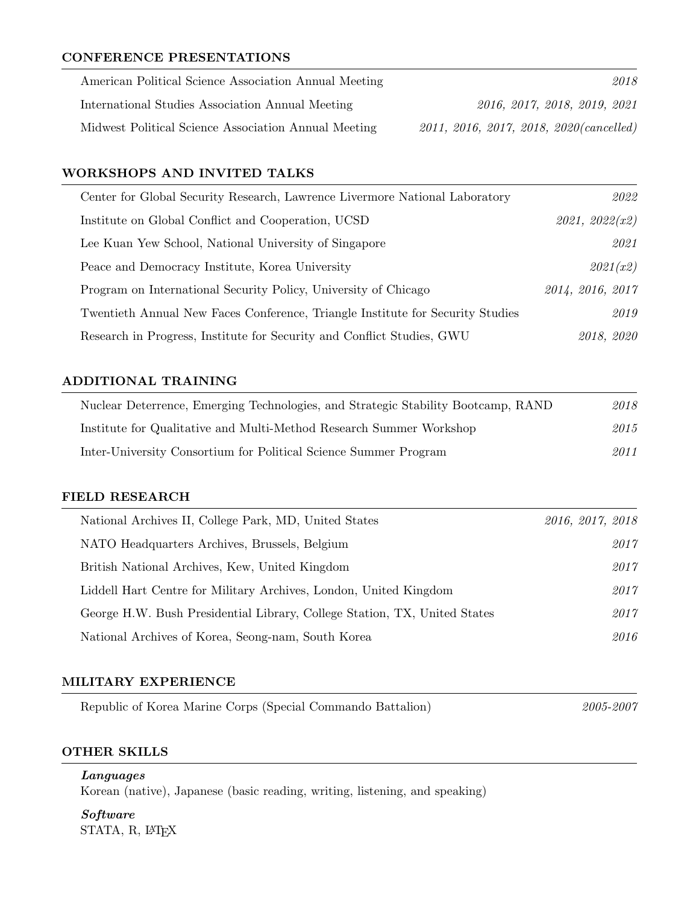## CONFERENCE PRESENTATIONS

| | |
|---|---|
| American Political Science Association Annual Meeting | *2018* |
| International Studies Association Annual Meeting | *2016, 2017, 2018, 2019, 2021* |
| Midwest Political Science Association Annual Meeting | *2011, 2016, 2017, 2018, 2020(cancelled)* |

## WORKSHOPS AND INVITED TALKS

| | |
|---|---|
| Center for Global Security Research, Lawrence Livermore National Laboratory | *2022* |
| Institute on Global Conflict and Cooperation, UCSD | *2021, 2022(x2)* |
| Lee Kuan Yew School, National University of Singapore | *2021* |
| Peace and Democracy Institute, Korea University | *2021(x2)* |
| Program on International Security Policy, University of Chicago | *2014, 2016, 2017* |
| Twentieth Annual New Faces Conference, Triangle Institute for Security Studies | *2019* |
| Research in Progress, Institute for Security and Conflict Studies, GWU | *2018, 2020* |

## ADDITIONAL TRAINING

| | |
|---|---|
| Nuclear Deterrence, Emerging Technologies, and Strategic Stability Bootcamp, RAND | *2018* |
| Institute for Qualitative and Multi-Method Research Summer Workshop | *2015* |
| Inter-University Consortium for Political Science Summer Program | *2011* |

## FIELD RESEARCH

| | |
|---|---|
| National Archives II, College Park, MD, United States | *2016, 2017, 2018* |
| NATO Headquarters Archives, Brussels, Belgium | *2017* |
| British National Archives, Kew, United Kingdom | *2017* |
| Liddell Hart Centre for Military Archives, London, United Kingdom | *2017* |
| George H.W. Bush Presidential Library, College Station, TX, United States | *2017* |
| National Archives of Korea, Seong-nam, South Korea | *2016* |

## MILITARY EXPERIENCE

| | |
|---|---|
| Republic of Korea Marine Corps (Special Commando Battalion) | *2005-2007* |

## OTHER SKILLS

***Languages***
Korean (native), Japanese (basic reading, writing, listening, and speaking)

***Software***
STATA, R, LaTeX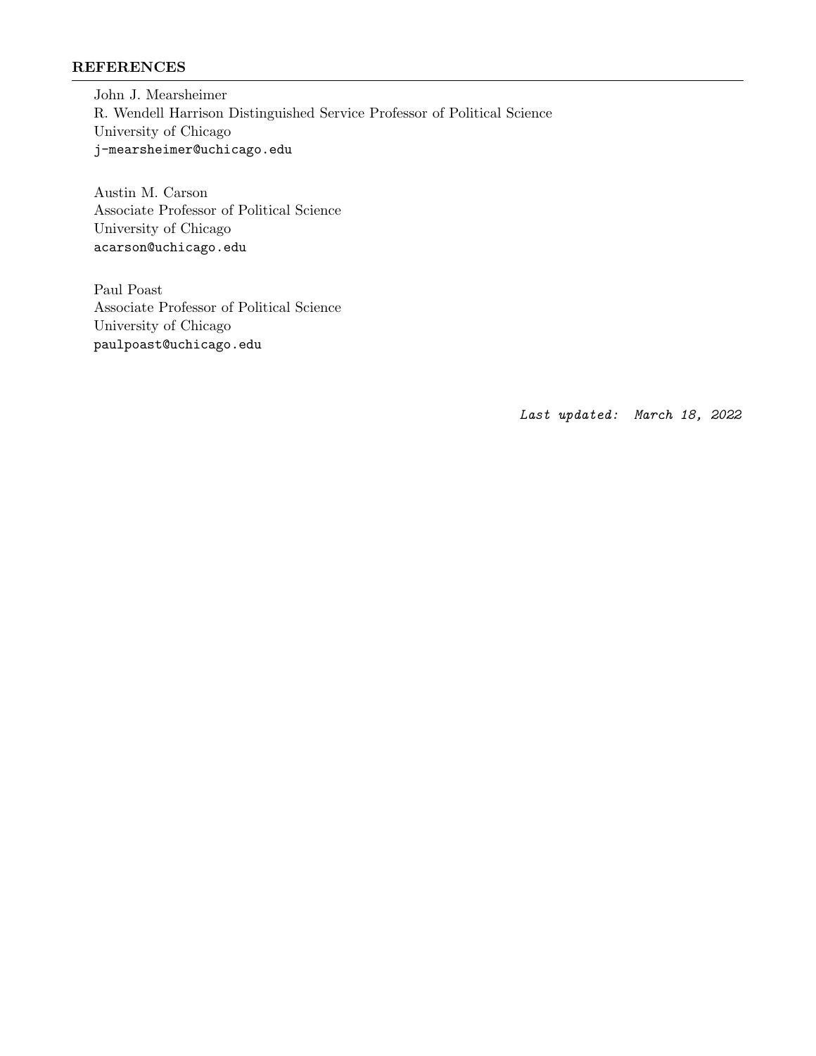## REFERENCES

John J. Mearsheimer
R. Wendell Harrison Distinguished Service Professor of Political Science
University of Chicago
`j-mearsheimer@uchicago.edu`

Austin M. Carson
Associate Professor of Political Science
University of Chicago
`acarson@uchicago.edu`

Paul Poast
Associate Professor of Political Science
University of Chicago
`paulpoast@uchicago.edu`

*Last updated: March 18, 2022*